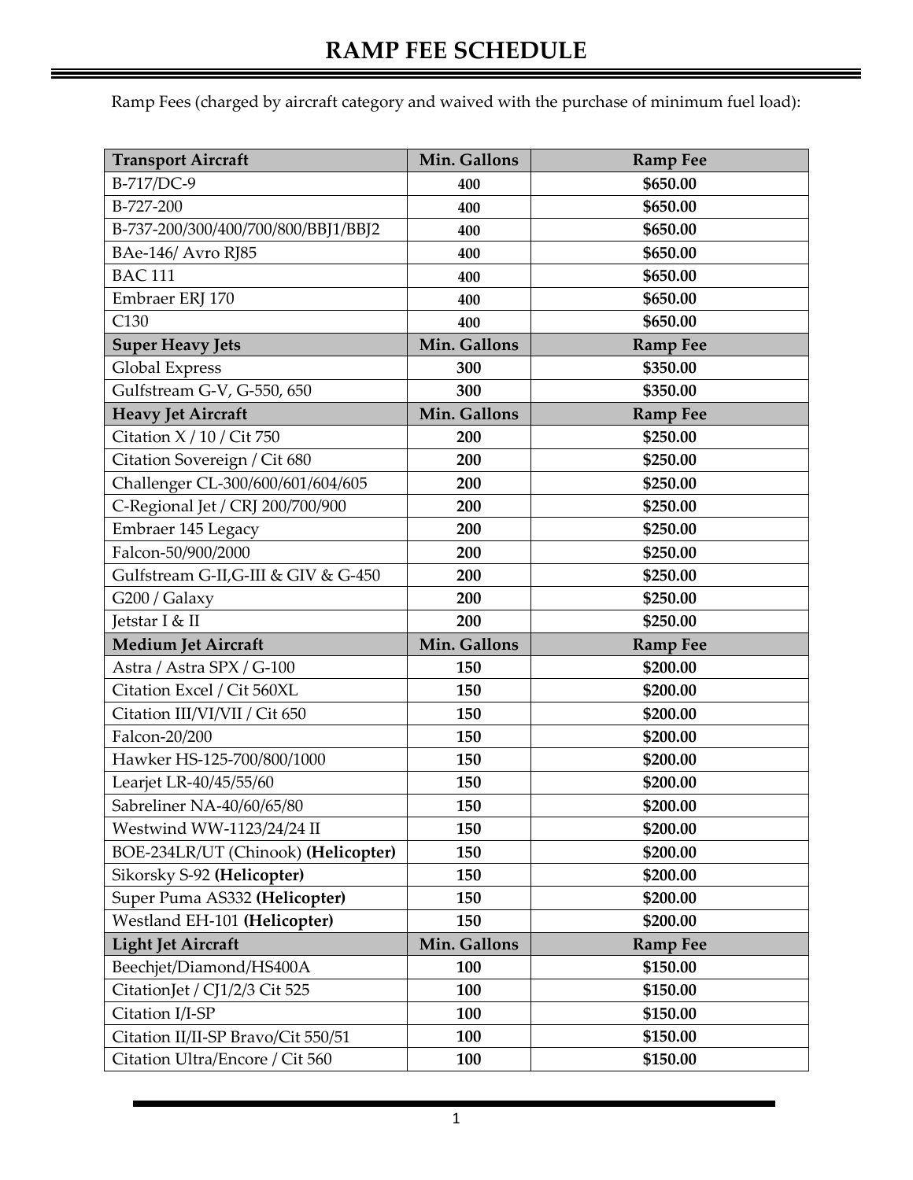# RAMP FEE SCHEDULE

Ramp Fees (charged by aircraft category and waived with the purchase of minimum fuel load):

| **Transport Aircraft** | **Min. Gallons** | **Ramp Fee** |
|---|---|---|
| B-717/DC-9 | **400** | **$650.00** |
| B-727-200 | **400** | **$650.00** |
| B-737-200/300/400/700/800/BBJ1/BBJ2 | **400** | **$650.00** |
| BAe-146/ Avro RJ85 | **400** | **$650.00** |
| BAC 111 | **400** | **$650.00** |
| Embraer ERJ 170 | **400** | **$650.00** |
| C130 | **400** | **$650.00** |
| **Super Heavy Jets** | **Min. Gallons** | **Ramp Fee** |
| Global Express | **300** | **$350.00** |
| Gulfstream G-V, G-550, 650 | **300** | **$350.00** |
| **Heavy Jet Aircraft** | **Min. Gallons** | **Ramp Fee** |
| Citation X / 10 / Cit 750 | **200** | **$250.00** |
| Citation Sovereign / Cit 680 | **200** | **$250.00** |
| Challenger CL-300/600/601/604/605 | **200** | **$250.00** |
| C-Regional Jet / CRJ 200/700/900 | **200** | **$250.00** |
| Embraer 145 Legacy | **200** | **$250.00** |
| Falcon-50/900/2000 | **200** | **$250.00** |
| Gulfstream G-II,G-III & GIV & G-450 | **200** | **$250.00** |
| G200 / Galaxy | **200** | **$250.00** |
| Jetstar I & II | **200** | **$250.00** |
| **Medium Jet Aircraft** | **Min. Gallons** | **Ramp Fee** |
| Astra / Astra SPX / G-100 | **150** | **$200.00** |
| Citation Excel / Cit 560XL | **150** | **$200.00** |
| Citation III/VI/VII / Cit 650 | **150** | **$200.00** |
| Falcon-20/200 | **150** | **$200.00** |
| Hawker HS-125-700/800/1000 | **150** | **$200.00** |
| Learjet LR-40/45/55/60 | **150** | **$200.00** |
| Sabreliner NA-40/60/65/80 | **150** | **$200.00** |
| Westwind WW-1123/24/24 II | **150** | **$200.00** |
| BOE-234LR/UT (Chinook) **(Helicopter)** | **150** | **$200.00** |
| Sikorsky S-92 **(Helicopter)** | **150** | **$200.00** |
| Super Puma AS332 **(Helicopter)** | **150** | **$200.00** |
| Westland EH-101 **(Helicopter)** | **150** | **$200.00** |
| **Light Jet Aircraft** | **Min. Gallons** | **Ramp Fee** |
| Beechjet/Diamond/HS400A | **100** | **$150.00** |
| CitationJet / CJ1/2/3 Cit 525 | **100** | **$150.00** |
| Citation I/I-SP | **100** | **$150.00** |
| Citation II/II-SP Bravo/Cit 550/51 | **100** | **$150.00** |
| Citation Ultra/Encore / Cit 560 | **100** | **$150.00** |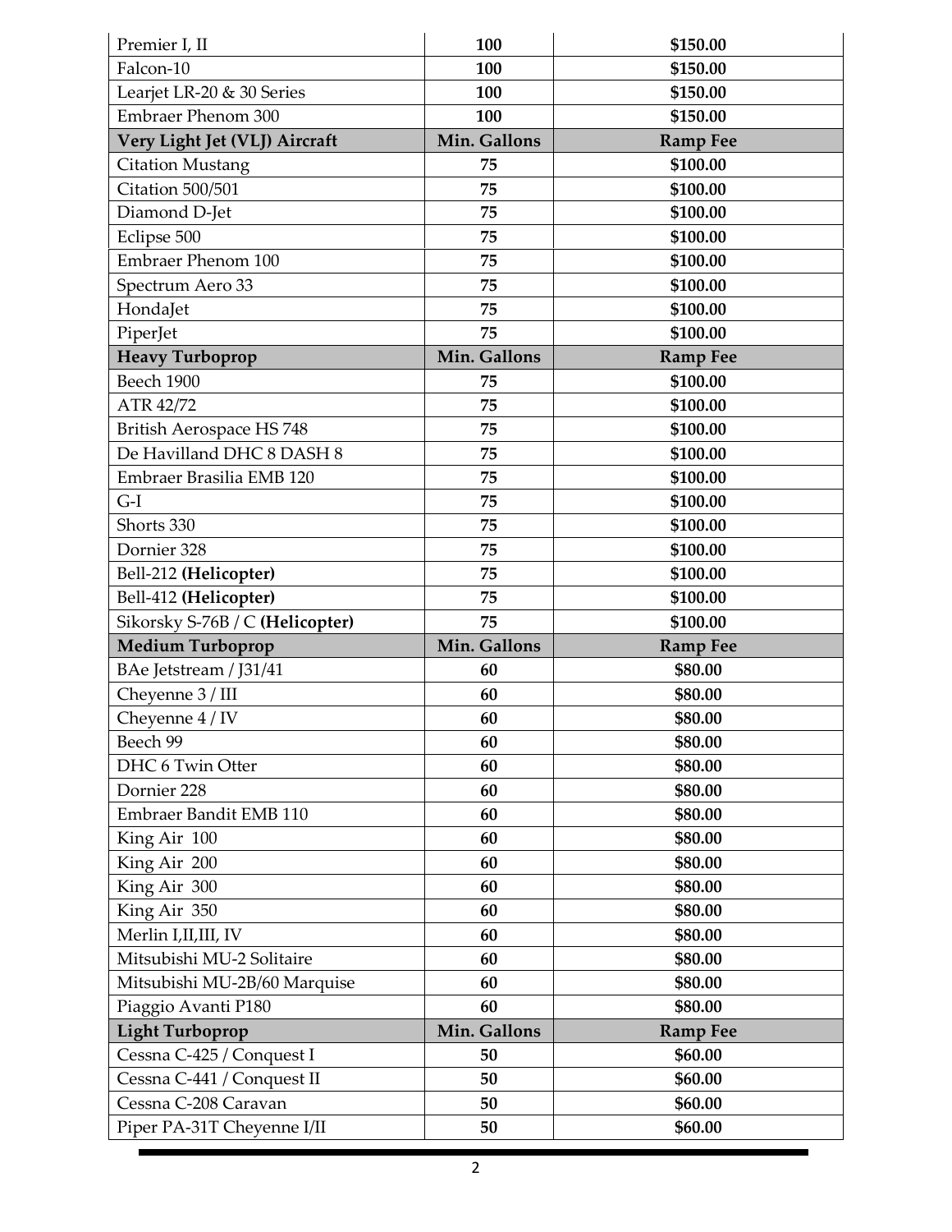| Premier I, II | 100 | $150.00 |
|---|---|---|
| Falcon-10 | 100 | $150.00 |
| Learjet LR-20 & 30 Series | 100 | $150.00 |
| Embraer Phenom 300 | 100 | $150.00 |
| **Very Light Jet (VLJ) Aircraft** | **Min. Gallons** | **Ramp Fee** |
| Citation Mustang | 75 | $100.00 |
| Citation 500/501 | 75 | $100.00 |
| Diamond D-Jet | 75 | $100.00 |
| Eclipse 500 | 75 | $100.00 |
| Embraer Phenom 100 | 75 | $100.00 |
| Spectrum Aero 33 | 75 | $100.00 |
| HondaJet | 75 | $100.00 |
| PiperJet | 75 | $100.00 |
| **Heavy Turboprop** | **Min. Gallons** | **Ramp Fee** |
| Beech 1900 | 75 | $100.00 |
| ATR 42/72 | 75 | $100.00 |
| British Aerospace HS 748 | 75 | $100.00 |
| De Havilland DHC 8 DASH 8 | 75 | $100.00 |
| Embraer Brasilia EMB 120 | 75 | $100.00 |
| G-I | 75 | $100.00 |
| Shorts 330 | 75 | $100.00 |
| Dornier 328 | 75 | $100.00 |
| Bell-212 **(Helicopter)** | 75 | $100.00 |
| Bell-412 **(Helicopter)** | 75 | $100.00 |
| Sikorsky S-76B / C **(Helicopter)** | 75 | $100.00 |
| **Medium Turboprop** | **Min. Gallons** | **Ramp Fee** |
| BAe Jetstream / J31/41 | 60 | $80.00 |
| Cheyenne 3 / III | 60 | $80.00 |
| Cheyenne 4 / IV | 60 | $80.00 |
| Beech 99 | 60 | $80.00 |
| DHC 6 Twin Otter | 60 | $80.00 |
| Dornier 228 | 60 | $80.00 |
| Embraer Bandit EMB 110 | 60 | $80.00 |
| King Air 100 | 60 | $80.00 |
| King Air 200 | 60 | $80.00 |
| King Air 300 | 60 | $80.00 |
| King Air 350 | 60 | $80.00 |
| Merlin I,II,III, IV | 60 | $80.00 |
| Mitsubishi MU-2 Solitaire | 60 | $80.00 |
| Mitsubishi MU-2B/60 Marquise | 60 | $80.00 |
| Piaggio Avanti P180 | 60 | $80.00 |
| **Light Turboprop** | **Min. Gallons** | **Ramp Fee** |
| Cessna C-425 / Conquest I | 50 | $60.00 |
| Cessna C-441 / Conquest II | 50 | $60.00 |
| Cessna C-208 Caravan | 50 | $60.00 |
| Piper PA-31T Cheyenne I/II | 50 | $60.00 |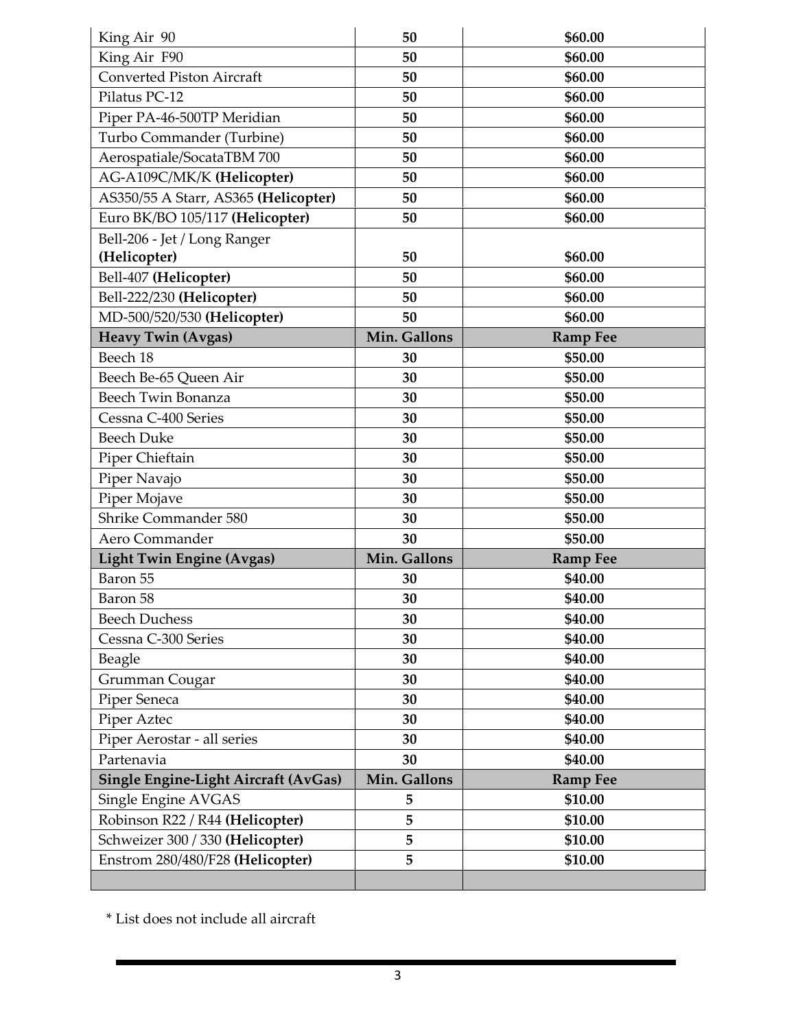| | | |
|---|---|---|
| King Air 90 | **50** | **$60.00** |
| King Air F90 | **50** | **$60.00** |
| Converted Piston Aircraft | **50** | **$60.00** |
| Pilatus PC-12 | **50** | **$60.00** |
| Piper PA-46-500TP Meridian | **50** | **$60.00** |
| Turbo Commander (Turbine) | **50** | **$60.00** |
| Aerospatiale/SocataTBM 700 | **50** | **$60.00** |
| AG-A109C/MK/K **(Helicopter)** | **50** | **$60.00** |
| AS350/55 A Starr, AS365 **(Helicopter)** | **50** | **$60.00** |
| Euro BK/BO 105/117 **(Helicopter)** | **50** | **$60.00** |
| Bell-206 - Jet / Long Ranger **(Helicopter)** | **50** | **$60.00** |
| Bell-407 **(Helicopter)** | **50** | **$60.00** |
| Bell-222/230 **(Helicopter)** | **50** | **$60.00** |
| MD-500/520/530 **(Helicopter)** | **50** | **$60.00** |
| **Heavy Twin (Avgas)** | **Min. Gallons** | **Ramp Fee** |
| Beech 18 | **30** | **$50.00** |
| Beech Be-65 Queen Air | **30** | **$50.00** |
| Beech Twin Bonanza | **30** | **$50.00** |
| Cessna C-400 Series | **30** | **$50.00** |
| Beech Duke | **30** | **$50.00** |
| Piper Chieftain | **30** | **$50.00** |
| Piper Navajo | **30** | **$50.00** |
| Piper Mojave | **30** | **$50.00** |
| Shrike Commander 580 | **30** | **$50.00** |
| Aero Commander | **30** | **$50.00** |
| **Light Twin Engine (Avgas)** | **Min. Gallons** | **Ramp Fee** |
| Baron 55 | **30** | **$40.00** |
| Baron 58 | **30** | **$40.00** |
| Beech Duchess | **30** | **$40.00** |
| Cessna C-300 Series | **30** | **$40.00** |
| Beagle | **30** | **$40.00** |
| Grumman Cougar | **30** | **$40.00** |
| Piper Seneca | **30** | **$40.00** |
| Piper Aztec | **30** | **$40.00** |
| Piper Aerostar - all series | **30** | **$40.00** |
| Partenavia | **30** | **$40.00** |
| **Single Engine-Light Aircraft (AvGas)** | **Min. Gallons** | **Ramp Fee** |
| Single Engine AVGAS | **5** | **$10.00** |
| Robinson R22 / R44 **(Helicopter)** | **5** | **$10.00** |
| Schweizer 300 / 330 **(Helicopter)** | **5** | **$10.00** |
| Enstrom 280/480/F28 **(Helicopter)** | **5** | **$10.00** |
| | | |

* List does not include all aircraft